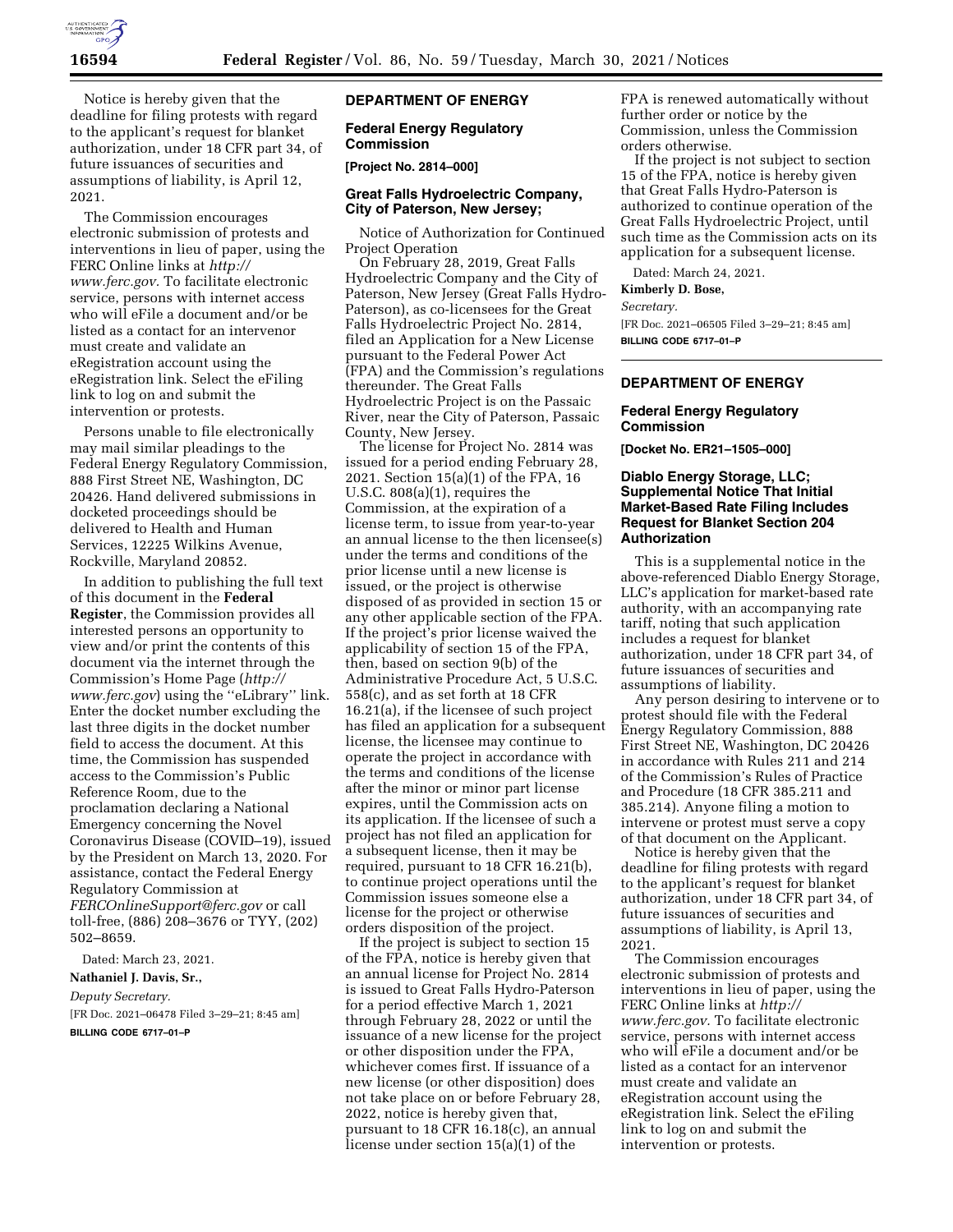Notice is hereby given that the deadline for filing protests with regard to the applicant's request for blanket authorization, under 18 CFR part 34, of future issuances of securities and assumptions of liability, is April 12, 2021.

The Commission encourages electronic submission of protests and interventions in lieu of paper, using the FERC Online links at *http://www.ferc.gov.* To facilitate electronic service, persons with internet access who will eFile a document and/or be listed as a contact for an intervenor must create and validate an eRegistration account using the eRegistration link. Select the eFiling link to log on and submit the intervention or protests.

Persons unable to file electronically may mail similar pleadings to the Federal Energy Regulatory Commission, 888 First Street NE, Washington, DC 20426. Hand delivered submissions in docketed proceedings should be delivered to Health and Human Services, 12225 Wilkins Avenue, Rockville, Maryland 20852.

In addition to publishing the full text of this document in the **Federal Register**, the Commission provides all interested persons an opportunity to view and/or print the contents of this document via the internet through the Commission's Home Page (*http://www.ferc.gov*) using the ''eLibrary'' link. Enter the docket number excluding the last three digits in the docket number field to access the document. At this time, the Commission has suspended access to the Commission's Public Reference Room, due to the proclamation declaring a National Emergency concerning the Novel Coronavirus Disease (COVID–19), issued by the President on March 13, 2020. For assistance, contact the Federal Energy Regulatory Commission at *FERCOnlineSupport@ferc.gov* or call toll-free, (886) 208–3676 or TYY, (202) 502–8659.

Dated: March 23, 2021.

**Nathaniel J. Davis, Sr.,**

*Deputy Secretary.*

[FR Doc. 2021–06478 Filed 3–29–21; 8:45 am]

**BILLING CODE 6717–01–P**

## DEPARTMENT OF ENERGY

### Federal Energy Regulatory Commission

**[Project No. 2814–000]**

### Great Falls Hydroelectric Company, City of Paterson, New Jersey;

Notice of Authorization for Continued Project Operation

On February 28, 2019, Great Falls Hydroelectric Company and the City of Paterson, New Jersey (Great Falls Hydro-Paterson), as co-licensees for the Great Falls Hydroelectric Project No. 2814, filed an Application for a New License pursuant to the Federal Power Act (FPA) and the Commission's regulations thereunder. The Great Falls Hydroelectric Project is on the Passaic River, near the City of Paterson, Passaic County, New Jersey.

The license for Project No. 2814 was issued for a period ending February 28, 2021. Section 15(a)(1) of the FPA, 16 U.S.C. 808(a)(1), requires the Commission, at the expiration of a license term, to issue from year-to-year an annual license to the then licensee(s) under the terms and conditions of the prior license until a new license is issued, or the project is otherwise disposed of as provided in section 15 or any other applicable section of the FPA. If the project's prior license waived the applicability of section 15 of the FPA, then, based on section 9(b) of the Administrative Procedure Act, 5 U.S.C. 558(c), and as set forth at 18 CFR 16.21(a), if the licensee of such project has filed an application for a subsequent license, the licensee may continue to operate the project in accordance with the terms and conditions of the license after the minor or minor part license expires, until the Commission acts on its application. If the licensee of such a project has not filed an application for a subsequent license, then it may be required, pursuant to 18 CFR 16.21(b), to continue project operations until the Commission issues someone else a license for the project or otherwise orders disposition of the project.

If the project is subject to section 15 of the FPA, notice is hereby given that an annual license for Project No. 2814 is issued to Great Falls Hydro-Paterson for a period effective March 1, 2021 through February 28, 2022 or until the issuance of a new license for the project or other disposition under the FPA, whichever comes first. If issuance of a new license (or other disposition) does not take place on or before February 28, 2022, notice is hereby given that, pursuant to 18 CFR 16.18(c), an annual license under section 15(a)(1) of the FPA is renewed automatically without further order or notice by the Commission, unless the Commission orders otherwise.

If the project is not subject to section 15 of the FPA, notice is hereby given that Great Falls Hydro-Paterson is authorized to continue operation of the Great Falls Hydroelectric Project, until such time as the Commission acts on its application for a subsequent license.

Dated: March 24, 2021.

**Kimberly D. Bose,**

*Secretary.*

[FR Doc. 2021–06505 Filed 3–29–21; 8:45 am]

**BILLING CODE 6717–01–P**

## DEPARTMENT OF ENERGY

### Federal Energy Regulatory Commission

**[Docket No. ER21–1505–000]**

### Diablo Energy Storage, LLC; Supplemental Notice That Initial Market-Based Rate Filing Includes Request for Blanket Section 204 Authorization

This is a supplemental notice in the above-referenced Diablo Energy Storage, LLC's application for market-based rate authority, with an accompanying rate tariff, noting that such application includes a request for blanket authorization, under 18 CFR part 34, of future issuances of securities and assumptions of liability.

Any person desiring to intervene or to protest should file with the Federal Energy Regulatory Commission, 888 First Street NE, Washington, DC 20426 in accordance with Rules 211 and 214 of the Commission's Rules of Practice and Procedure (18 CFR 385.211 and 385.214). Anyone filing a motion to intervene or protest must serve a copy of that document on the Applicant.

Notice is hereby given that the deadline for filing protests with regard to the applicant's request for blanket authorization, under 18 CFR part 34, of future issuances of securities and assumptions of liability, is April 13, 2021.

The Commission encourages electronic submission of protests and interventions in lieu of paper, using the FERC Online links at *http://www.ferc.gov.* To facilitate electronic service, persons with internet access who will eFile a document and/or be listed as a contact for an intervenor must create and validate an eRegistration account using the eRegistration link. Select the eFiling link to log on and submit the intervention or protests.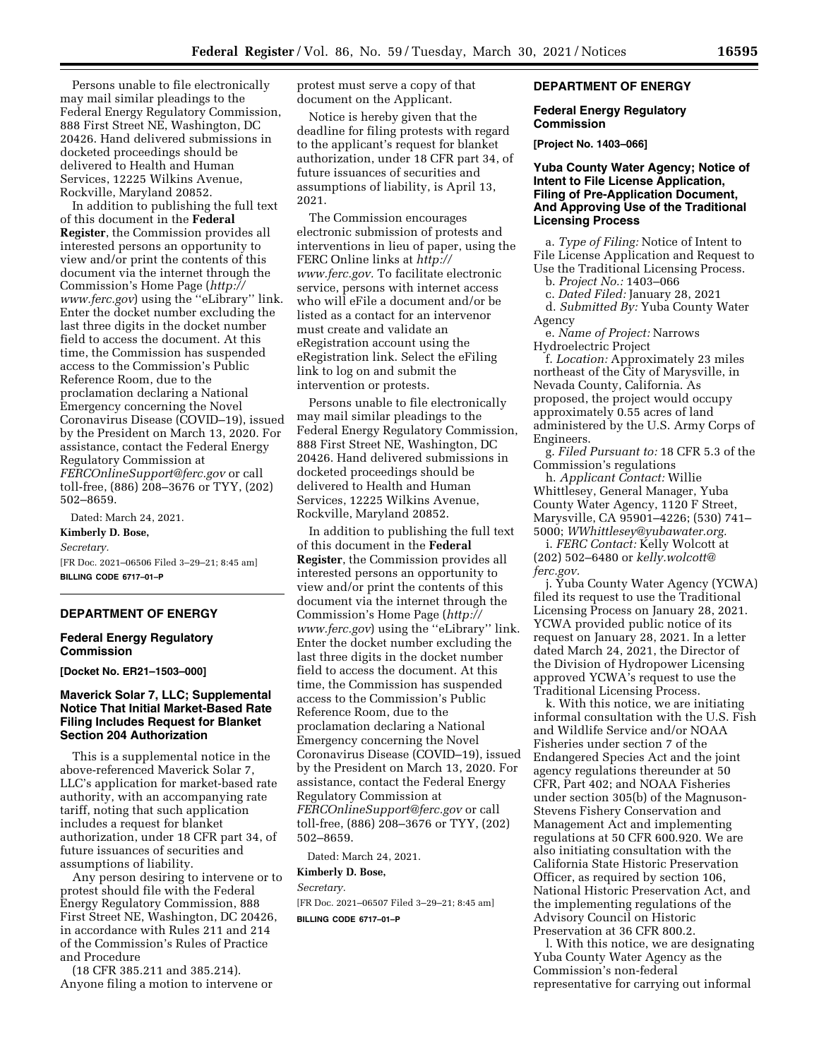Persons unable to file electronically may mail similar pleadings to the Federal Energy Regulatory Commission, 888 First Street NE, Washington, DC 20426. Hand delivered submissions in docketed proceedings should be delivered to Health and Human Services, 12225 Wilkins Avenue, Rockville, Maryland 20852.

In addition to publishing the full text of this document in the **Federal Register**, the Commission provides all interested persons an opportunity to view and/or print the contents of this document via the internet through the Commission's Home Page (*http://www.ferc.gov*) using the ''eLibrary'' link. Enter the docket number excluding the last three digits in the docket number field to access the document. At this time, the Commission has suspended access to the Commission's Public Reference Room, due to the proclamation declaring a National Emergency concerning the Novel Coronavirus Disease (COVID–19), issued by the President on March 13, 2020. For assistance, contact the Federal Energy Regulatory Commission at *FERCOnlineSupport@ferc.gov* or call toll-free, (886) 208–3676 or TYY, (202) 502–8659.

Dated: March 24, 2021.

**Kimberly D. Bose,**

*Secretary.*

[FR Doc. 2021–06506 Filed 3–29–21; 8:45 am]

**BILLING CODE 6717–01–P**

## DEPARTMENT OF ENERGY

### Federal Energy Regulatory Commission

**[Docket No. ER21–1503–000]**

### Maverick Solar 7, LLC; Supplemental Notice That Initial Market-Based Rate Filing Includes Request for Blanket Section 204 Authorization

This is a supplemental notice in the above-referenced Maverick Solar 7, LLC's application for market-based rate authority, with an accompanying rate tariff, noting that such application includes a request for blanket authorization, under 18 CFR part 34, of future issuances of securities and assumptions of liability.

Any person desiring to intervene or to protest should file with the Federal Energy Regulatory Commission, 888 First Street NE, Washington, DC 20426, in accordance with Rules 211 and 214 of the Commission's Rules of Practice and Procedure (18 CFR 385.211 and 385.214). Anyone filing a motion to intervene or protest must serve a copy of that document on the Applicant.

Notice is hereby given that the deadline for filing protests with regard to the applicant's request for blanket authorization, under 18 CFR part 34, of future issuances of securities and assumptions of liability, is April 13, 2021.

The Commission encourages electronic submission of protests and interventions in lieu of paper, using the FERC Online links at *http://www.ferc.gov.* To facilitate electronic service, persons with internet access who will eFile a document and/or be listed as a contact for an intervenor must create and validate an eRegistration account using the eRegistration link. Select the eFiling link to log on and submit the intervention or protests.

Persons unable to file electronically may mail similar pleadings to the Federal Energy Regulatory Commission, 888 First Street NE, Washington, DC 20426. Hand delivered submissions in docketed proceedings should be delivered to Health and Human Services, 12225 Wilkins Avenue, Rockville, Maryland 20852.

In addition to publishing the full text of this document in the **Federal Register**, the Commission provides all interested persons an opportunity to view and/or print the contents of this document via the internet through the Commission's Home Page (*http://www.ferc.gov*) using the ''eLibrary'' link. Enter the docket number excluding the last three digits in the docket number field to access the document. At this time, the Commission has suspended access to the Commission's Public Reference Room, due to the proclamation declaring a National Emergency concerning the Novel Coronavirus Disease (COVID–19), issued by the President on March 13, 2020. For assistance, contact the Federal Energy Regulatory Commission at *FERCOnlineSupport@ferc.gov* or call toll-free, (886) 208–3676 or TYY, (202) 502–8659.

Dated: March 24, 2021.

**Kimberly D. Bose,**

*Secretary.*

[FR Doc. 2021–06507 Filed 3–29–21; 8:45 am]

**BILLING CODE 6717–01–P**

## DEPARTMENT OF ENERGY

### Federal Energy Regulatory Commission

**[Project No. 1403–066]**

### Yuba County Water Agency; Notice of Intent to File License Application, Filing of Pre-Application Document, And Approving Use of the Traditional Licensing Process

a. *Type of Filing:* Notice of Intent to File License Application and Request to Use the Traditional Licensing Process.

b. *Project No.:* 1403–066

c. *Dated Filed:* January 28, 2021

d. *Submitted By:* Yuba County Water Agency

e. *Name of Project:* Narrows Hydroelectric Project

f. *Location:* Approximately 23 miles northeast of the City of Marysville, in Nevada County, California. As proposed, the project would occupy approximately 0.55 acres of land administered by the U.S. Army Corps of Engineers.

g. *Filed Pursuant to:* 18 CFR 5.3 of the Commission's regulations

h. *Applicant Contact:* Willie Whittlesey, General Manager, Yuba County Water Agency, 1120 F Street, Marysville, CA 95901–4226; (530) 741–5000; *WWhittlesey@yubawater.org.*

i. *FERC Contact:* Kelly Wolcott at (202) 502–6480 or *kelly.wolcott@ferc.gov.*

j. Yuba County Water Agency (YCWA) filed its request to use the Traditional Licensing Process on January 28, 2021. YCWA provided public notice of its request on January 28, 2021. In a letter dated March 24, 2021, the Director of the Division of Hydropower Licensing approved YCWA's request to use the Traditional Licensing Process.

k. With this notice, we are initiating informal consultation with the U.S. Fish and Wildlife Service and/or NOAA Fisheries under section 7 of the Endangered Species Act and the joint agency regulations thereunder at 50 CFR, Part 402; and NOAA Fisheries under section 305(b) of the Magnuson-Stevens Fishery Conservation and Management Act and implementing regulations at 50 CFR 600.920. We are also initiating consultation with the California State Historic Preservation Officer, as required by section 106, National Historic Preservation Act, and the implementing regulations of the Advisory Council on Historic Preservation at 36 CFR 800.2.

l. With this notice, we are designating Yuba County Water Agency as the Commission's non-federal representative for carrying out informal